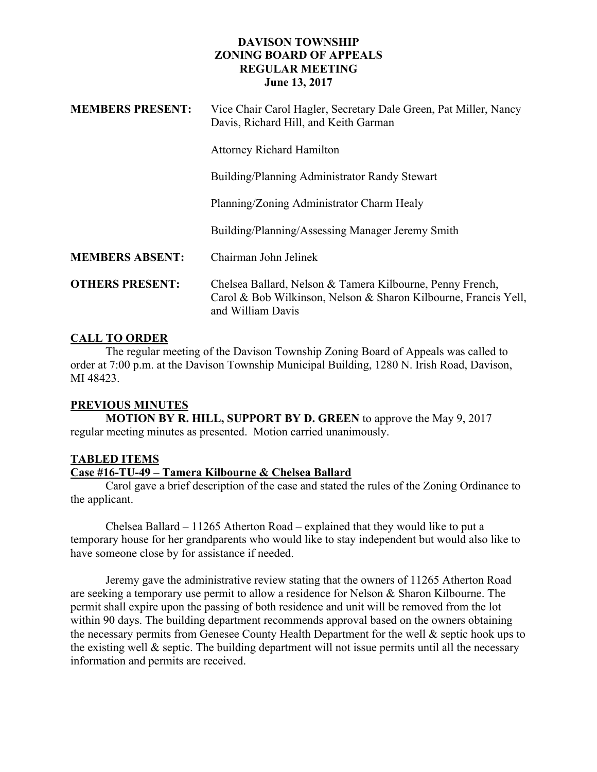# DAVISON TOWNSHIP
## ZONING BOARD OF APPEALS
## REGULAR MEETING
## June 13, 2017

**MEMBERS PRESENT:** Vice Chair Carol Hagler, Secretary Dale Green, Pat Miller, Nancy Davis, Richard Hill, and Keith Garman

Attorney Richard Hamilton

Building/Planning Administrator Randy Stewart

Planning/Zoning Administrator Charm Healy

Building/Planning/Assessing Manager Jeremy Smith

**MEMBERS ABSENT:** Chairman John Jelinek

**OTHERS PRESENT:** Chelsea Ballard, Nelson & Tamera Kilbourne, Penny French, Carol & Bob Wilkinson, Nelson & Sharon Kilbourne, Francis Yell, and William Davis

**CALL TO ORDER**

The regular meeting of the Davison Township Zoning Board of Appeals was called to order at 7:00 p.m. at the Davison Township Municipal Building, 1280 N. Irish Road, Davison, MI 48423.

**PREVIOUS MINUTES**

**MOTION BY R. HILL, SUPPORT BY D. GREEN** to approve the May 9, 2017 regular meeting minutes as presented. Motion carried unanimously.

**TABLED ITEMS**

**Case #16-TU-49 – Tamera Kilbourne & Chelsea Ballard**

Carol gave a brief description of the case and stated the rules of the Zoning Ordinance to the applicant.

Chelsea Ballard – 11265 Atherton Road – explained that they would like to put a temporary house for her grandparents who would like to stay independent but would also like to have someone close by for assistance if needed.

Jeremy gave the administrative review stating that the owners of 11265 Atherton Road are seeking a temporary use permit to allow a residence for Nelson & Sharon Kilbourne. The permit shall expire upon the passing of both residence and unit will be removed from the lot within 90 days. The building department recommends approval based on the owners obtaining the necessary permits from Genesee County Health Department for the well & septic hook ups to the existing well & septic. The building department will not issue permits until all the necessary information and permits are received.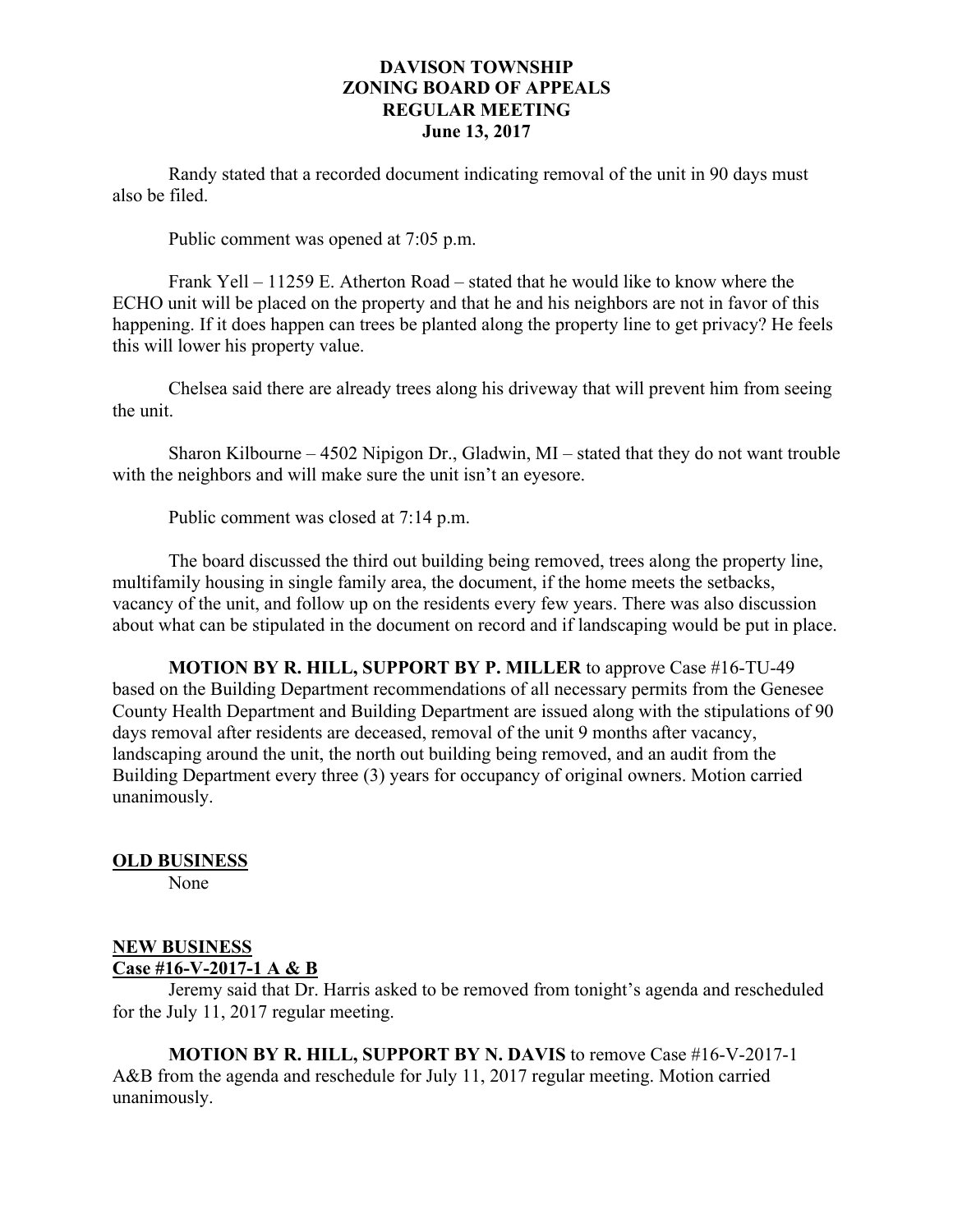Randy stated that a recorded document indicating removal of the unit in 90 days must also be filed.

Public comment was opened at 7:05 p.m.

Frank Yell – 11259 E. Atherton Road – stated that he would like to know where the ECHO unit will be placed on the property and that he and his neighbors are not in favor of this happening. If it does happen can trees be planted along the property line to get privacy? He feels this will lower his property value.

Chelsea said there are already trees along his driveway that will prevent him from seeing the unit.

Sharon Kilbourne – 4502 Nipigon Dr., Gladwin, MI – stated that they do not want trouble with the neighbors and will make sure the unit isn't an eyesore.

Public comment was closed at 7:14 p.m.

The board discussed the third out building being removed, trees along the property line, multifamily housing in single family area, the document, if the home meets the setbacks, vacancy of the unit, and follow up on the residents every few years. There was also discussion about what can be stipulated in the document on record and if landscaping would be put in place.

**MOTION BY R. HILL, SUPPORT BY P. MILLER** to approve Case #16-TU-49 based on the Building Department recommendations of all necessary permits from the Genesee County Health Department and Building Department are issued along with the stipulations of 90 days removal after residents are deceased, removal of the unit 9 months after vacancy, landscaping around the unit, the north out building being removed, and an audit from the Building Department every three (3) years for occupancy of original owners. Motion carried unanimously.

**OLD BUSINESS**

None

**NEW BUSINESS**

**Case #16-V-2017-1 A & B**

Jeremy said that Dr. Harris asked to be removed from tonight's agenda and rescheduled for the July 11, 2017 regular meeting.

**MOTION BY R. HILL, SUPPORT BY N. DAVIS** to remove Case #16-V-2017-1 A&B from the agenda and reschedule for July 11, 2017 regular meeting. Motion carried unanimously.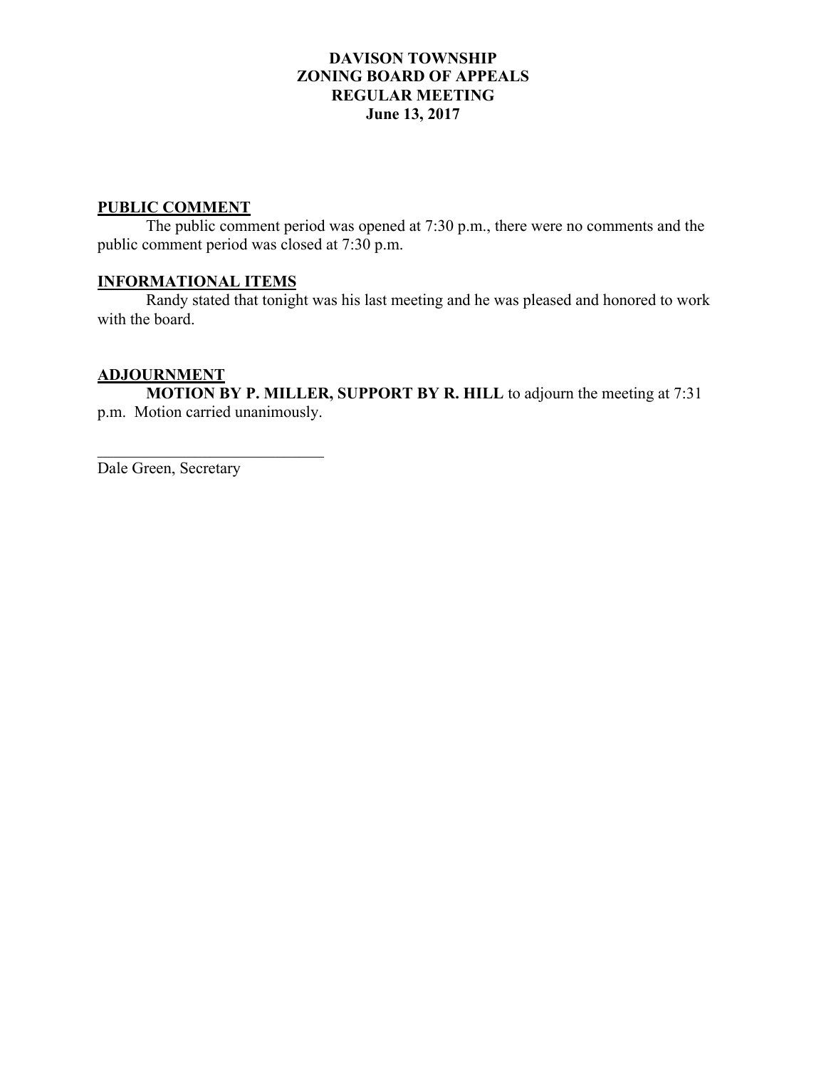**DAVISON TOWNSHIP**
**ZONING BOARD OF APPEALS**
**REGULAR MEETING**
**June 13, 2017**

## PUBLIC COMMENT

The public comment period was opened at 7:30 p.m., there were no comments and the public comment period was closed at 7:30 p.m.

## INFORMATIONAL ITEMS

Randy stated that tonight was his last meeting and he was pleased and honored to work with the board.

## ADJOURNMENT

**MOTION BY P. MILLER, SUPPORT BY R. HILL** to adjourn the meeting at 7:31 p.m. Motion carried unanimously.

\_\_\_\_\_\_\_\_\_\_\_\_\_\_\_\_\_\_\_\_\_\_\_\_\_\_\_\_\_\_

Dale Green, Secretary